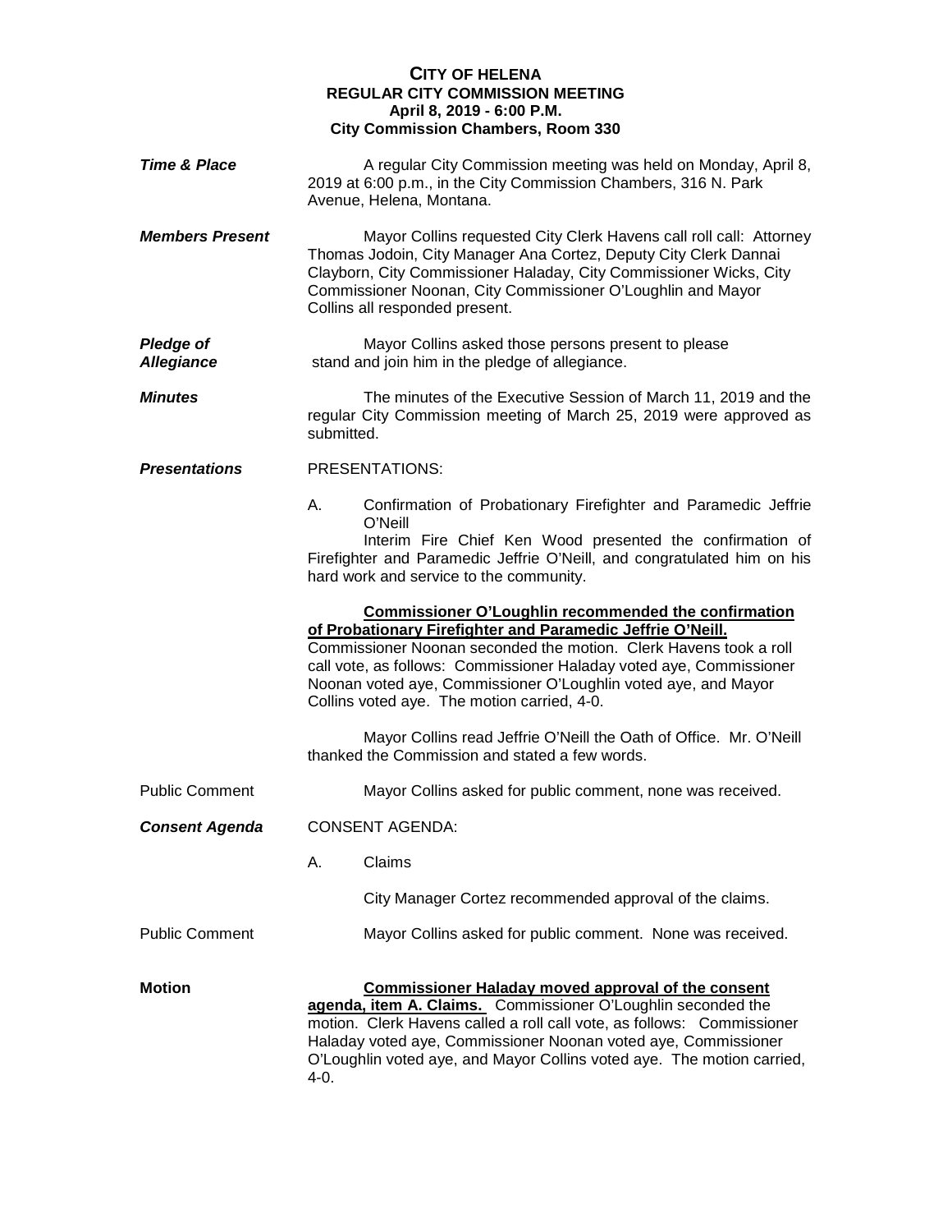# CITY OF HELENA
## REGULAR CITY COMMISSION MEETING
### April 8, 2019 - 6:00 P.M.
### City Commission Chambers, Room 330

***Time & Place***

A regular City Commission meeting was held on Monday, April 8, 2019 at 6:00 p.m., in the City Commission Chambers, 316 N. Park Avenue, Helena, Montana.

***Members Present***

Mayor Collins requested City Clerk Havens call roll call: Attorney Thomas Jodoin, City Manager Ana Cortez, Deputy City Clerk Dannai Clayborn, City Commissioner Haladay, City Commissioner Wicks, City Commissioner Noonan, City Commissioner O'Loughlin and Mayor Collins all responded present.

***Pledge of Allegiance***

Mayor Collins asked those persons present to please stand and join him in the pledge of allegiance.

***Minutes***

The minutes of the Executive Session of March 11, 2019 and the regular City Commission meeting of March 25, 2019 were approved as submitted.

***Presentations***

PRESENTATIONS:

A. Confirmation of Probationary Firefighter and Paramedic Jeffrie O'Neill

Interim Fire Chief Ken Wood presented the confirmation of Firefighter and Paramedic Jeffrie O'Neill, and congratulated him on his hard work and service to the community.

**Commissioner O'Loughlin recommended the confirmation of Probationary Firefighter and Paramedic Jeffrie O'Neill.** Commissioner Noonan seconded the motion. Clerk Havens took a roll call vote, as follows: Commissioner Haladay voted aye, Commissioner Noonan voted aye, Commissioner O'Loughlin voted aye, and Mayor Collins voted aye. The motion carried, 4-0.

Mayor Collins read Jeffrie O'Neill the Oath of Office. Mr. O'Neill thanked the Commission and stated a few words.

Public Comment

Mayor Collins asked for public comment, none was received.

***Consent Agenda***

CONSENT AGENDA:

A. Claims

City Manager Cortez recommended approval of the claims.

Public Comment

Mayor Collins asked for public comment. None was received.

**Motion**

**Commissioner Haladay moved approval of the consent agenda, item A. Claims.** Commissioner O'Loughlin seconded the motion. Clerk Havens called a roll call vote, as follows: Commissioner Haladay voted aye, Commissioner Noonan voted aye, Commissioner O'Loughlin voted aye, and Mayor Collins voted aye. The motion carried, 4-0.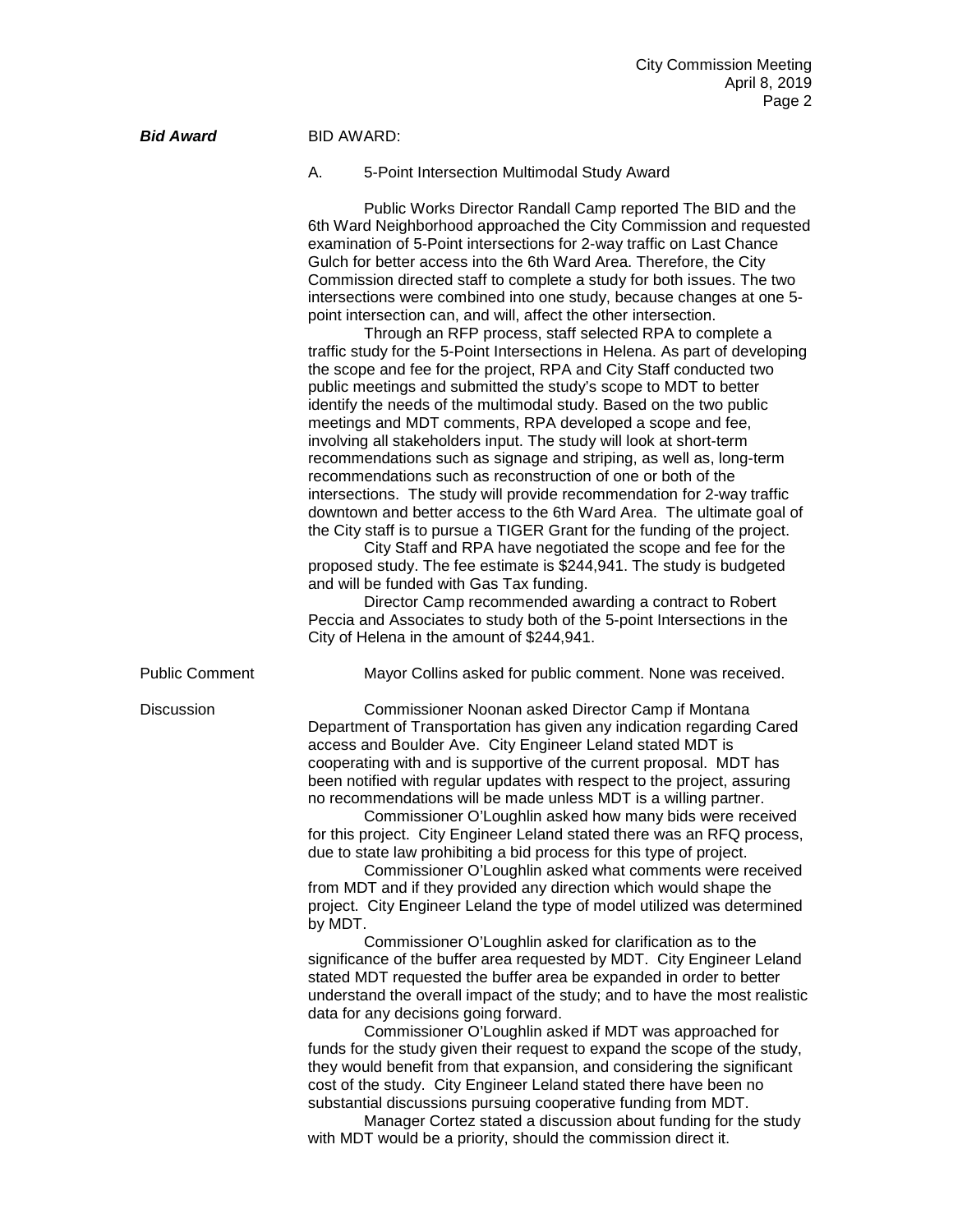***Bid Award*** BID AWARD:

A. 5-Point Intersection Multimodal Study Award

Public Works Director Randall Camp reported The BID and the 6th Ward Neighborhood approached the City Commission and requested examination of 5-Point intersections for 2-way traffic on Last Chance Gulch for better access into the 6th Ward Area. Therefore, the City Commission directed staff to complete a study for both issues. The two intersections were combined into one study, because changes at one 5-point intersection can, and will, affect the other intersection.

Through an RFP process, staff selected RPA to complete a traffic study for the 5-Point Intersections in Helena. As part of developing the scope and fee for the project, RPA and City Staff conducted two public meetings and submitted the study's scope to MDT to better identify the needs of the multimodal study. Based on the two public meetings and MDT comments, RPA developed a scope and fee, involving all stakeholders input. The study will look at short-term recommendations such as signage and striping, as well as, long-term recommendations such as reconstruction of one or both of the intersections. The study will provide recommendation for 2-way traffic downtown and better access to the 6th Ward Area. The ultimate goal of the City staff is to pursue a TIGER Grant for the funding of the project.

City Staff and RPA have negotiated the scope and fee for the proposed study. The fee estimate is $244,941. The study is budgeted and will be funded with Gas Tax funding.

Director Camp recommended awarding a contract to Robert Peccia and Associates to study both of the 5-point Intersections in the City of Helena in the amount of $244,941.

Public Comment Mayor Collins asked for public comment. None was received.

Discussion Commissioner Noonan asked Director Camp if Montana Department of Transportation has given any indication regarding Cared access and Boulder Ave. City Engineer Leland stated MDT is cooperating with and is supportive of the current proposal. MDT has been notified with regular updates with respect to the project, assuring no recommendations will be made unless MDT is a willing partner.

Commissioner O'Loughlin asked how many bids were received for this project. City Engineer Leland stated there was an RFQ process, due to state law prohibiting a bid process for this type of project.

Commissioner O'Loughlin asked what comments were received from MDT and if they provided any direction which would shape the project. City Engineer Leland the type of model utilized was determined by MDT.

Commissioner O'Loughlin asked for clarification as to the significance of the buffer area requested by MDT. City Engineer Leland stated MDT requested the buffer area be expanded in order to better understand the overall impact of the study; and to have the most realistic data for any decisions going forward.

Commissioner O'Loughlin asked if MDT was approached for funds for the study given their request to expand the scope of the study, they would benefit from that expansion, and considering the significant cost of the study. City Engineer Leland stated there have been no substantial discussions pursuing cooperative funding from MDT.

Manager Cortez stated a discussion about funding for the study with MDT would be a priority, should the commission direct it.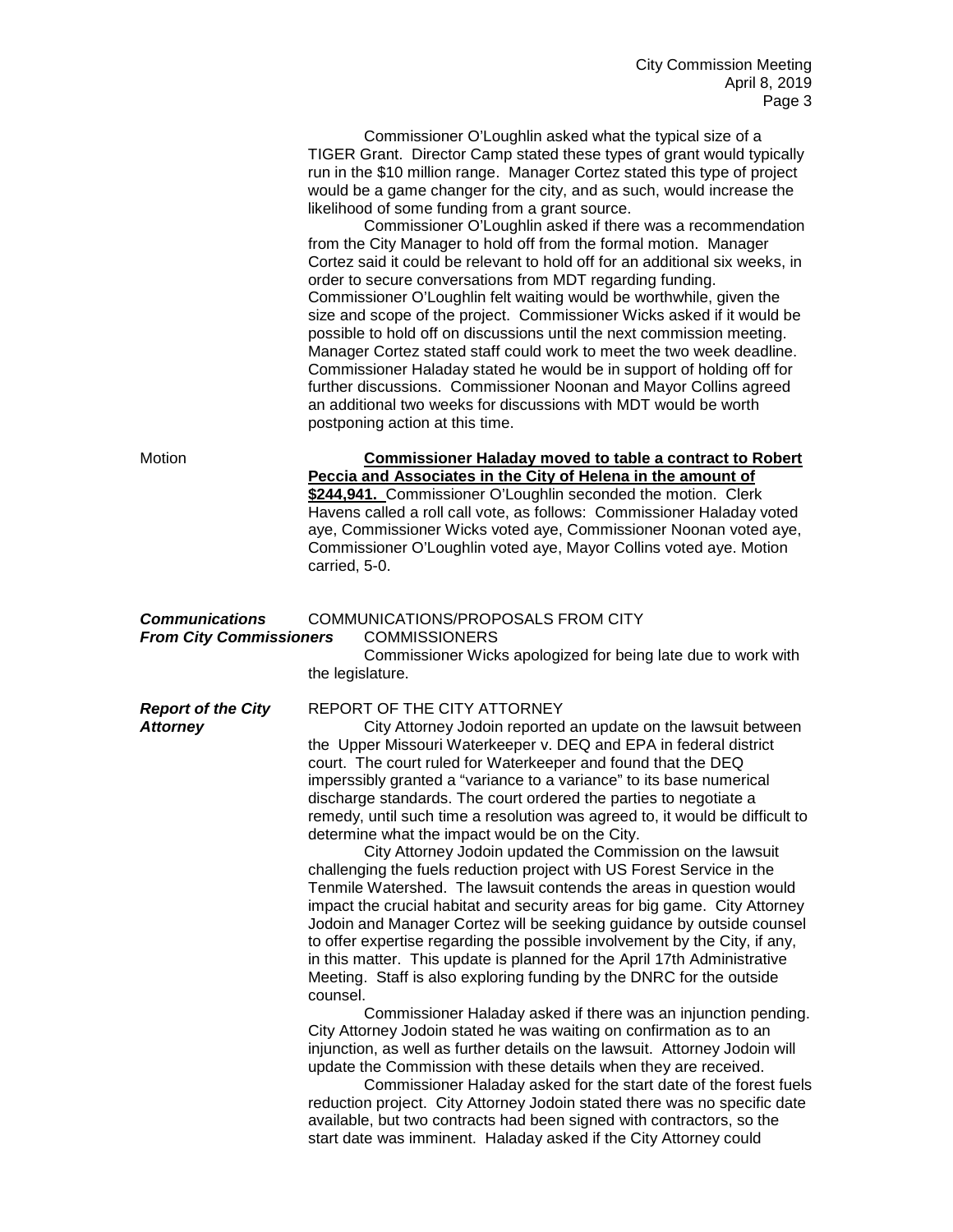Commissioner O'Loughlin asked what the typical size of a TIGER Grant. Director Camp stated these types of grant would typically run in the $10 million range. Manager Cortez stated this type of project would be a game changer for the city, and as such, would increase the likelihood of some funding from a grant source.

Commissioner O'Loughlin asked if there was a recommendation from the City Manager to hold off from the formal motion. Manager Cortez said it could be relevant to hold off for an additional six weeks, in order to secure conversations from MDT regarding funding. Commissioner O'Loughlin felt waiting would be worthwhile, given the size and scope of the project. Commissioner Wicks asked if it would be possible to hold off on discussions until the next commission meeting. Manager Cortez stated staff could work to meet the two week deadline. Commissioner Haladay stated he would be in support of holding off for further discussions. Commissioner Noonan and Mayor Collins agreed an additional two weeks for discussions with MDT would be worth postponing action at this time.

Motion

**Commissioner Haladay moved to table a contract to Robert Peccia and Associates in the City of Helena in the amount of $244,941.** Commissioner O'Loughlin seconded the motion. Clerk Havens called a roll call vote, as follows: Commissioner Haladay voted aye, Commissioner Wicks voted aye, Commissioner Noonan voted aye, Commissioner O'Loughlin voted aye, Mayor Collins voted aye. Motion carried, 5-0.

***Communications From City Commissioners***

COMMUNICATIONS/PROPOSALS FROM CITY COMMISSIONERS

Commissioner Wicks apologized for being late due to work with the legislature.

***Report of the City Attorney***

REPORT OF THE CITY ATTORNEY

City Attorney Jodoin reported an update on the lawsuit between the Upper Missouri Waterkeeper v. DEQ and EPA in federal district court. The court ruled for Waterkeeper and found that the DEQ imperssibly granted a "variance to a variance" to its base numerical discharge standards. The court ordered the parties to negotiate a remedy, until such time a resolution was agreed to, it would be difficult to determine what the impact would be on the City.

City Attorney Jodoin updated the Commission on the lawsuit challenging the fuels reduction project with US Forest Service in the Tenmile Watershed. The lawsuit contends the areas in question would impact the crucial habitat and security areas for big game. City Attorney Jodoin and Manager Cortez will be seeking guidance by outside counsel to offer expertise regarding the possible involvement by the City, if any, in this matter. This update is planned for the April 17th Administrative Meeting. Staff is also exploring funding by the DNRC for the outside counsel.

Commissioner Haladay asked if there was an injunction pending. City Attorney Jodoin stated he was waiting on confirmation as to an injunction, as well as further details on the lawsuit. Attorney Jodoin will update the Commission with these details when they are received.

Commissioner Haladay asked for the start date of the forest fuels reduction project. City Attorney Jodoin stated there was no specific date available, but two contracts had been signed with contractors, so the start date was imminent. Haladay asked if the City Attorney could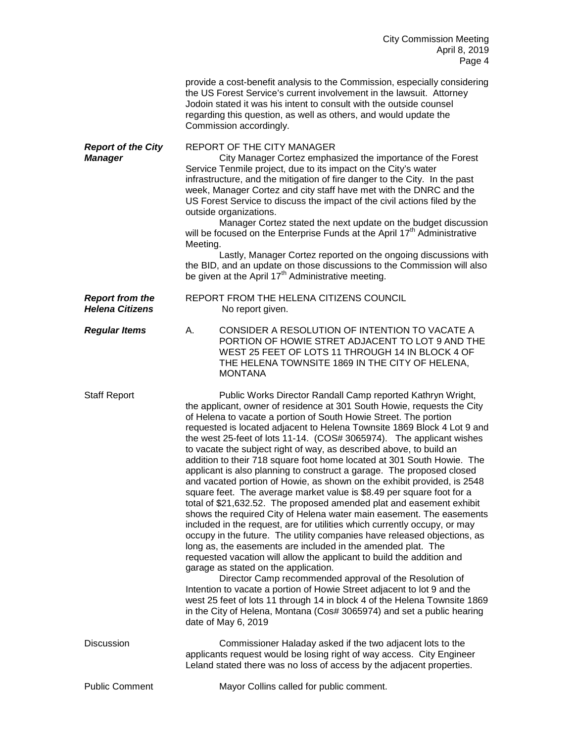provide a cost-benefit analysis to the Commission, especially considering the US Forest Service's current involvement in the lawsuit. Attorney Jodoin stated it was his intent to consult with the outside counsel regarding this question, as well as others, and would update the Commission accordingly.

***Report of the City Manager***

REPORT OF THE CITY MANAGER

City Manager Cortez emphasized the importance of the Forest Service Tenmile project, due to its impact on the City's water infrastructure, and the mitigation of fire danger to the City. In the past week, Manager Cortez and city staff have met with the DNRC and the US Forest Service to discuss the impact of the civil actions filed by the outside organizations.

Manager Cortez stated the next update on the budget discussion will be focused on the Enterprise Funds at the April 17th Administrative Meeting.

Lastly, Manager Cortez reported on the ongoing discussions with the BID, and an update on those discussions to the Commission will also be given at the April 17th Administrative meeting.

***Report from the Helena Citizens***

REPORT FROM THE HELENA CITIZENS COUNCIL

No report given.

***Regular Items***

A. CONSIDER A RESOLUTION OF INTENTION TO VACATE A PORTION OF HOWIE STRET ADJACENT TO LOT 9 AND THE WEST 25 FEET OF LOTS 11 THROUGH 14 IN BLOCK 4 OF THE HELENA TOWNSITE 1869 IN THE CITY OF HELENA, MONTANA

Staff Report

Public Works Director Randall Camp reported Kathryn Wright, the applicant, owner of residence at 301 South Howie, requests the City of Helena to vacate a portion of South Howie Street. The portion requested is located adjacent to Helena Townsite 1869 Block 4 Lot 9 and the west 25-feet of lots 11-14. (COS# 3065974). The applicant wishes to vacate the subject right of way, as described above, to build an addition to their 718 square foot home located at 301 South Howie. The applicant is also planning to construct a garage. The proposed closed and vacated portion of Howie, as shown on the exhibit provided, is 2548 square feet. The average market value is $8.49 per square foot for a total of $21,632.52. The proposed amended plat and easement exhibit shows the required City of Helena water main easement. The easements included in the request, are for utilities which currently occupy, or may occupy in the future. The utility companies have released objections, as long as, the easements are included in the amended plat. The requested vacation will allow the applicant to build the addition and garage as stated on the application.

Director Camp recommended approval of the Resolution of Intention to vacate a portion of Howie Street adjacent to lot 9 and the west 25 feet of lots 11 through 14 in block 4 of the Helena Townsite 1869 in the City of Helena, Montana (Cos# 3065974) and set a public hearing date of May 6, 2019

Discussion

Commissioner Haladay asked if the two adjacent lots to the applicants request would be losing right of way access. City Engineer Leland stated there was no loss of access by the adjacent properties.

Public Comment

Mayor Collins called for public comment.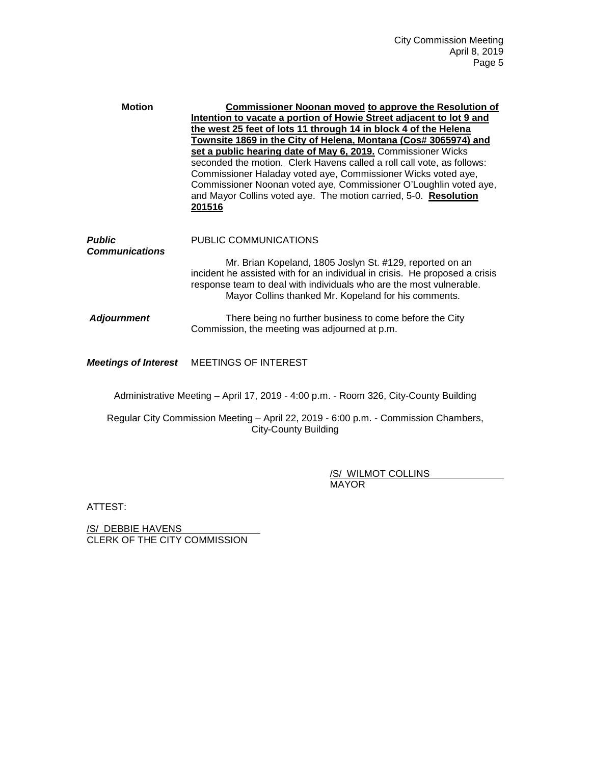**Motion** **Commissioner Noonan moved to approve the Resolution of Intention to vacate a portion of Howie Street adjacent to lot 9 and the west 25 feet of lots 11 through 14 in block 4 of the Helena Townsite 1869 in the City of Helena, Montana (Cos# 3065974) and set a public hearing date of May 6, 2019.** Commissioner Wicks seconded the motion. Clerk Havens called a roll call vote, as follows: Commissioner Haladay voted aye, Commissioner Wicks voted aye, Commissioner Noonan voted aye, Commissioner O'Loughlin voted aye, and Mayor Collins voted aye. The motion carried, 5-0. **Resolution 201516**

***Public Communications*** PUBLIC COMMUNICATIONS

Mr. Brian Kopeland, 1805 Joslyn St. #129, reported on an incident he assisted with for an individual in crisis. He proposed a crisis response team to deal with individuals who are the most vulnerable.

Mayor Collins thanked Mr. Kopeland for his comments.

***Adjournment*** There being no further business to come before the City Commission, the meeting was adjourned at p.m.

***Meetings of Interest*** MEETINGS OF INTEREST

Administrative Meeting – April 17, 2019 - 4:00 p.m. - Room 326, City-County Building

Regular City Commission Meeting – April 22, 2019 - 6:00 p.m. - Commission Chambers, City-County Building

/S/ WILMOT COLLINS
MAYOR

ATTEST:

/S/ DEBBIE HAVENS
CLERK OF THE CITY COMMISSION